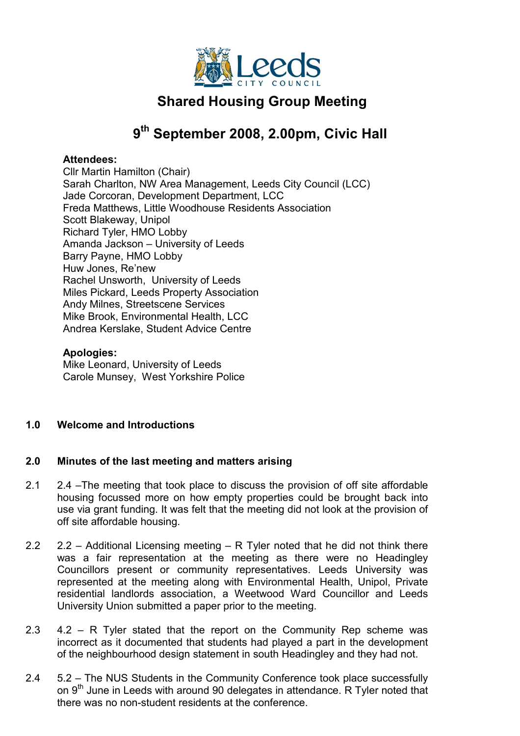# Shared Housing Group Meeting

## 9th September 2008, 2.00pm, Civic Hall

**Attendees:**
Cllr Martin Hamilton (Chair)
Sarah Charlton, NW Area Management, Leeds City Council (LCC)
Jade Corcoran, Development Department, LCC
Freda Matthews, Little Woodhouse Residents Association
Scott Blakeway, Unipol
Richard Tyler, HMO Lobby
Amanda Jackson – University of Leeds
Barry Payne, HMO Lobby
Huw Jones, Re'new
Rachel Unsworth, University of Leeds
Miles Pickard, Leeds Property Association
Andy Milnes, Streetscene Services
Mike Brook, Environmental Health, LCC
Andrea Kerslake, Student Advice Centre

**Apologies:**
Mike Leonard, University of Leeds
Carole Munsey, West Yorkshire Police

### 1.0 Welcome and Introductions

### 2.0 Minutes of the last meeting and matters arising

2.1 2.4 –The meeting that took place to discuss the provision of off site affordable housing focussed more on how empty properties could be brought back into use via grant funding. It was felt that the meeting did not look at the provision of off site affordable housing.

2.2 2.2 – Additional Licensing meeting – R Tyler noted that he did not think there was a fair representation at the meeting as there were no Headingley Councillors present or community representatives. Leeds University was represented at the meeting along with Environmental Health, Unipol, Private residential landlords association, a Weetwood Ward Councillor and Leeds University Union submitted a paper prior to the meeting.

2.3 4.2 – R Tyler stated that the report on the Community Rep scheme was incorrect as it documented that students had played a part in the development of the neighbourhood design statement in south Headingley and they had not.

2.4 5.2 – The NUS Students in the Community Conference took place successfully on 9th June in Leeds with around 90 delegates in attendance. R Tyler noted that there was no non-student residents at the conference.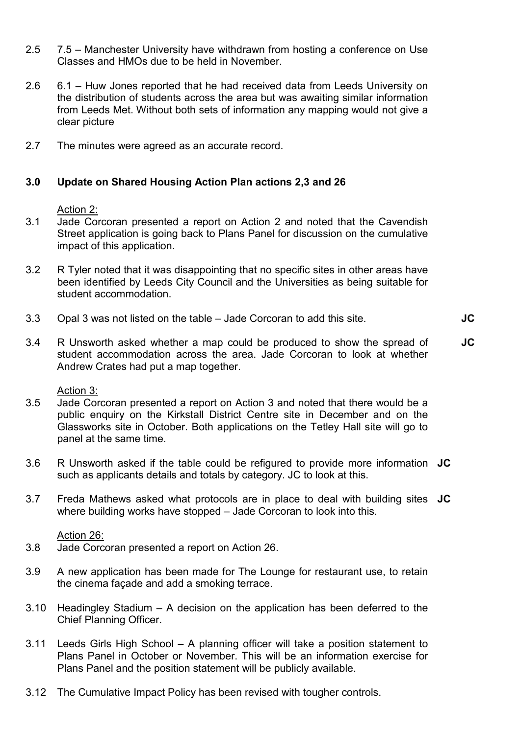2.5 7.5 – Manchester University have withdrawn from hosting a conference on Use Classes and HMOs due to be held in November.

2.6 6.1 – Huw Jones reported that he had received data from Leeds University on the distribution of students across the area but was awaiting similar information from Leeds Met. Without both sets of information any mapping would not give a clear picture

2.7 The minutes were agreed as an accurate record.

## 3.0 Update on Shared Housing Action Plan actions 2,3 and 26

Action 2:

3.1 Jade Corcoran presented a report on Action 2 and noted that the Cavendish Street application is going back to Plans Panel for discussion on the cumulative impact of this application.

3.2 R Tyler noted that it was disappointing that no specific sites in other areas have been identified by Leeds City Council and the Universities as being suitable for student accommodation.

3.3 Opal 3 was not listed on the table – Jade Corcoran to add this site. **JC**

3.4 R Unsworth asked whether a map could be produced to show the spread of student accommodation across the area. Jade Corcoran to look at whether Andrew Crates had put a map together. **JC**

Action 3:

3.5 Jade Corcoran presented a report on Action 3 and noted that there would be a public enquiry on the Kirkstall District Centre site in December and on the Glassworks site in October. Both applications on the Tetley Hall site will go to panel at the same time.

3.6 R Unsworth asked if the table could be refigured to provide more information such as applicants details and totals by category. JC to look at this. **JC**

3.7 Freda Mathews asked what protocols are in place to deal with building sites where building works have stopped – Jade Corcoran to look into this. **JC**

Action 26:

3.8 Jade Corcoran presented a report on Action 26.

3.9 A new application has been made for The Lounge for restaurant use, to retain the cinema façade and add a smoking terrace.

3.10 Headingley Stadium – A decision on the application has been deferred to the Chief Planning Officer.

3.11 Leeds Girls High School – A planning officer will take a position statement to Plans Panel in October or November. This will be an information exercise for Plans Panel and the position statement will be publicly available.

3.12 The Cumulative Impact Policy has been revised with tougher controls.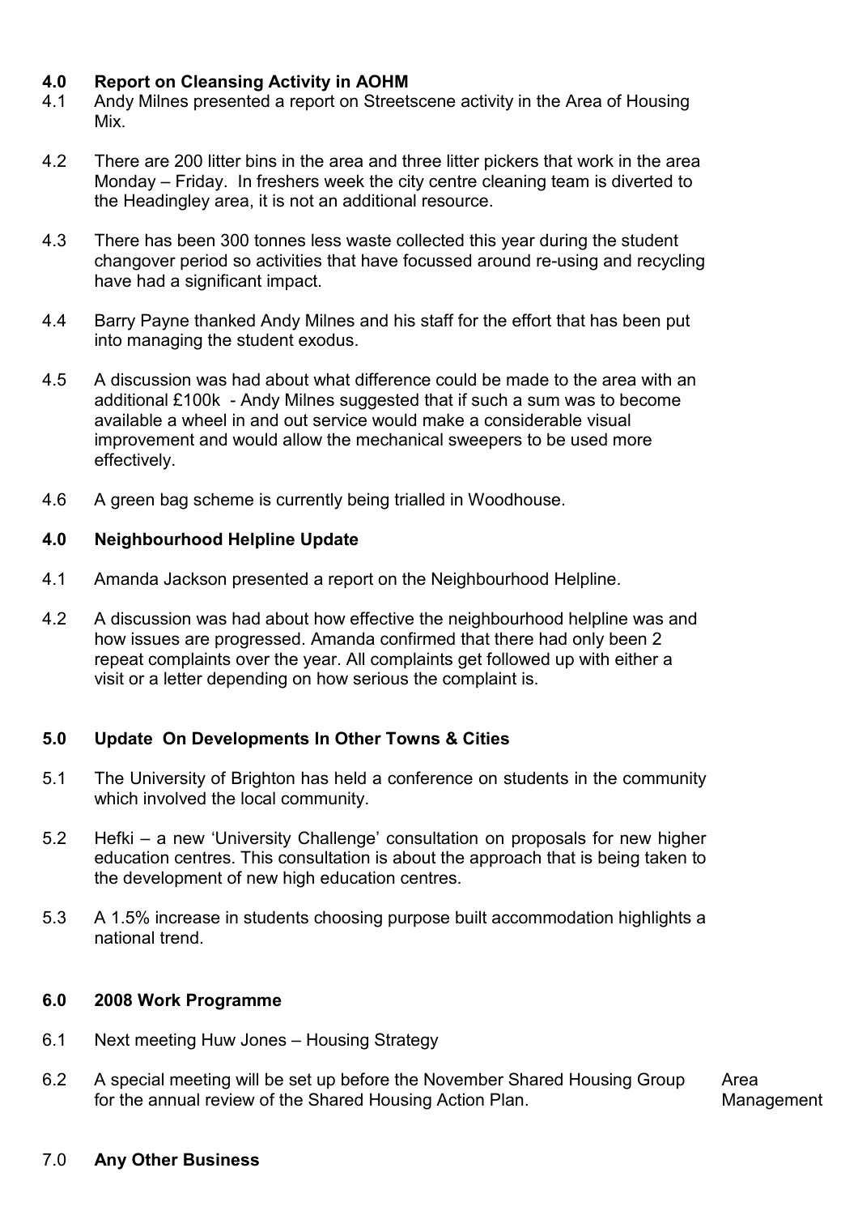## 4.0 Report on Cleansing Activity in AOHM

4.1 Andy Milnes presented a report on Streetscene activity in the Area of Housing Mix.

4.2 There are 200 litter bins in the area and three litter pickers that work in the area Monday – Friday. In freshers week the city centre cleaning team is diverted to the Headingley area, it is not an additional resource.

4.3 There has been 300 tonnes less waste collected this year during the student changover period so activities that have focussed around re-using and recycling have had a significant impact.

4.4 Barry Payne thanked Andy Milnes and his staff for the effort that has been put into managing the student exodus.

4.5 A discussion was had about what difference could be made to the area with an additional £100k - Andy Milnes suggested that if such a sum was to become available a wheel in and out service would make a considerable visual improvement and would allow the mechanical sweepers to be used more effectively.

4.6 A green bag scheme is currently being trialled in Woodhouse.

## 4.0 Neighbourhood Helpline Update

4.1 Amanda Jackson presented a report on the Neighbourhood Helpline.

4.2 A discussion was had about how effective the neighbourhood helpline was and how issues are progressed. Amanda confirmed that there had only been 2 repeat complaints over the year. All complaints get followed up with either a visit or a letter depending on how serious the complaint is.

## 5.0 Update On Developments In Other Towns & Cities

5.1 The University of Brighton has held a conference on students in the community which involved the local community.

5.2 Hefki – a new 'University Challenge' consultation on proposals for new higher education centres. This consultation is about the approach that is being taken to the development of new high education centres.

5.3 A 1.5% increase in students choosing purpose built accommodation highlights a national trend.

## 6.0 2008 Work Programme

6.1 Next meeting Huw Jones – Housing Strategy

6.2 A special meeting will be set up before the November Shared Housing Group for the annual review of the Shared Housing Action Plan. **Area Management**

## 7.0 Any Other Business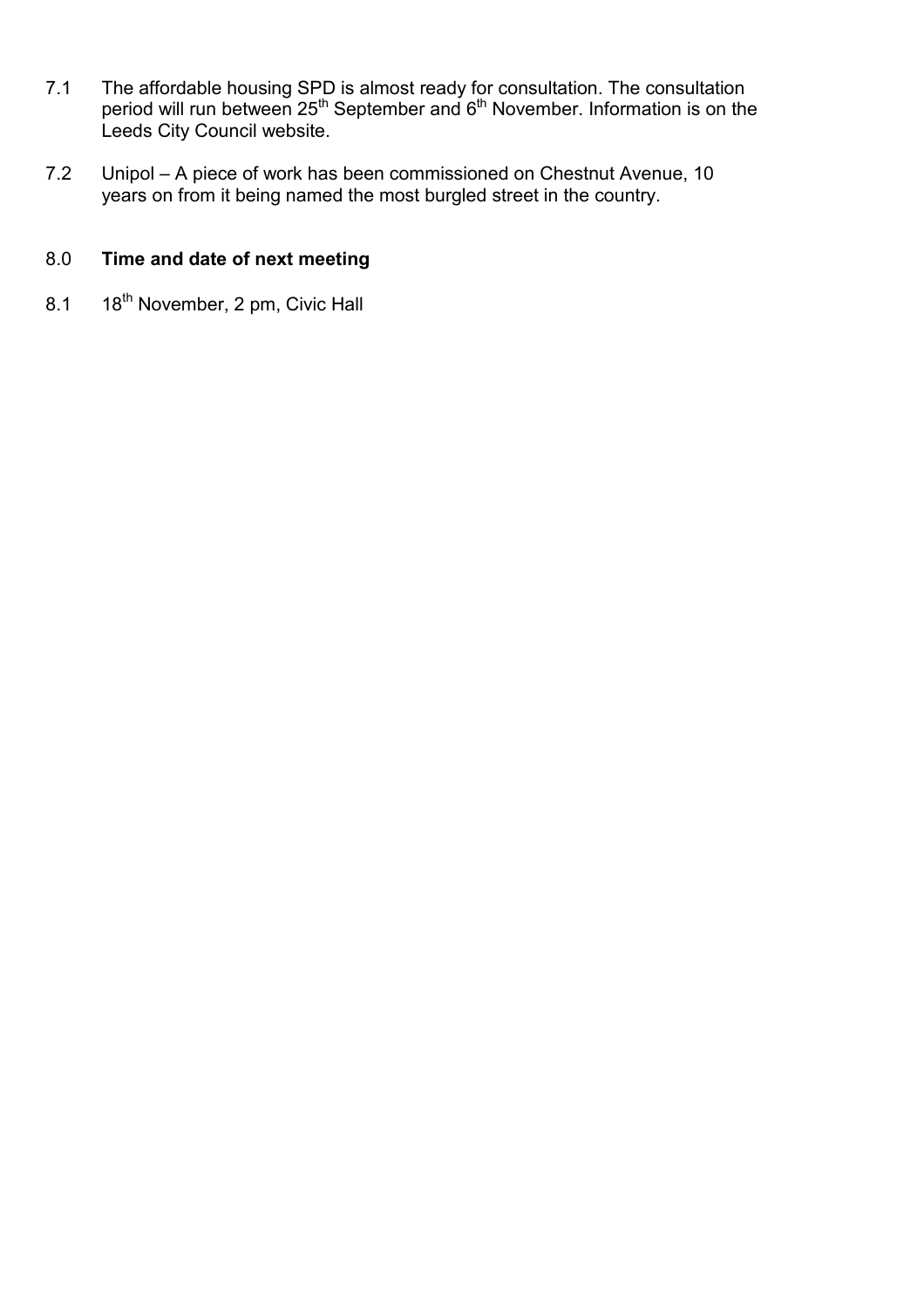7.1 The affordable housing SPD is almost ready for consultation. The consultation period will run between 25th September and 6th November. Information is on the Leeds City Council website.

7.2 Unipol – A piece of work has been commissioned on Chestnut Avenue, 10 years on from it being named the most burgled street in the country.

## 8.0 **Time and date of next meeting**

8.1 18th November, 2 pm, Civic Hall